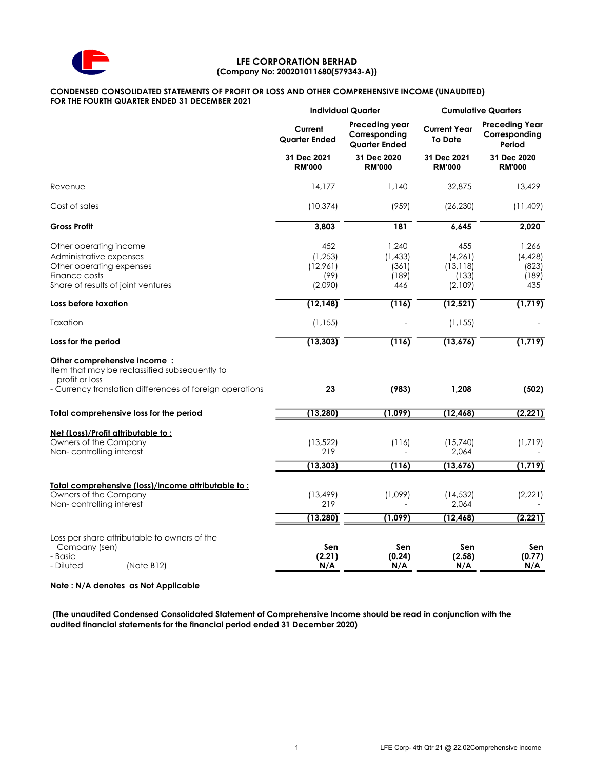# LFE CORPORATION BERHAD

**(Company No: 200201011680(579343-A))**

**CONDENSED CONSOLIDATED STATEMENTS OF PROFIT OR LOSS AND OTHER COMPREHENSIVE INCOME (UNAUDITED)**
**FOR THE FOURTH QUARTER ENDED 31 DECEMBER 2021**

| | Individual Quarter | | Cumulative Quarters | |
|---|---|---|---|---|
| | Current Quarter Ended | Preceding year Corresponding Quarter Ended | Current Year To Date | Preceding Year Corresponding Period |
| | 31 Dec 2021 RM'000 | 31 Dec 2020 RM'000 | 31 Dec 2021 RM'000 | 31 Dec 2020 RM'000 |
| Revenue | 14,177 | 1,140 | 32,875 | 13,429 |
| Cost of sales | (10,374) | (959) | (26,230) | (11,409) |
| **Gross Profit** | **3,803** | **181** | **6,645** | **2,020** |
| Other operating income | 452 | 1,240 | 455 | 1,266 |
| Administrative expenses | (1,253) | (1,433) | (4,261) | (4,428) |
| Other operating expenses | (12,961) | (361) | (13,118) | (823) |
| Finance costs | (99) | (189) | (133) | (189) |
| Share of results of joint ventures | (2,090) | 446 | (2,109) | 435 |
| **Loss before taxation** | **(12,148)** | **(116)** | **(12,521)** | **(1,719)** |
| Taxation | (1,155) | - | (1,155) | - |
| **Loss for the period** | **(13,303)** | **(116)** | **(13,676)** | **(1,719)** |
| **Other comprehensive income :** | | | | |
| Item that may be reclassified subsequently to profit or loss | | | | |
| - Currency translation differences of foreign operations | **23** | **(983)** | **1,208** | **(502)** |
| **Total comprehensive loss for the period** | **(13,280)** | **(1,099)** | **(12,468)** | **(2,221)** |
| **Net (Loss)/Profit attributable to :** | | | | |
| Owners of the Company | (13,522) | (116) | (15,740) | (1,719) |
| Non- controlling interest | 219 | - | 2,064 | - |
| | **(13,303)** | **(116)** | **(13,676)** | **(1,719)** |
| **Total comprehensive (loss)/income attributable to :** | | | | |
| Owners of the Company | (13,499) | (1,099) | (14,532) | (2,221) |
| Non- controlling interest | 219 | - | 2,064 | - |
| | **(13,280)** | **(1,099)** | **(12,468)** | **(2,221)** |
| Loss per share attributable to owners of the Company (sen) | **Sen** | **Sen** | **Sen** | **Sen** |
| - Basic | **(2.21)** | **(0.24)** | **(2.58)** | **(0.77)** |
| - Diluted (Note B12) | **N/A** | **N/A** | **N/A** | **N/A** |

**Note : N/A denotes as Not Applicable**

**(The unaudited Condensed Consolidated Statement of Comprehensive Income should be read in conjunction with the audited financial statements for the financial period ended 31 December 2020)**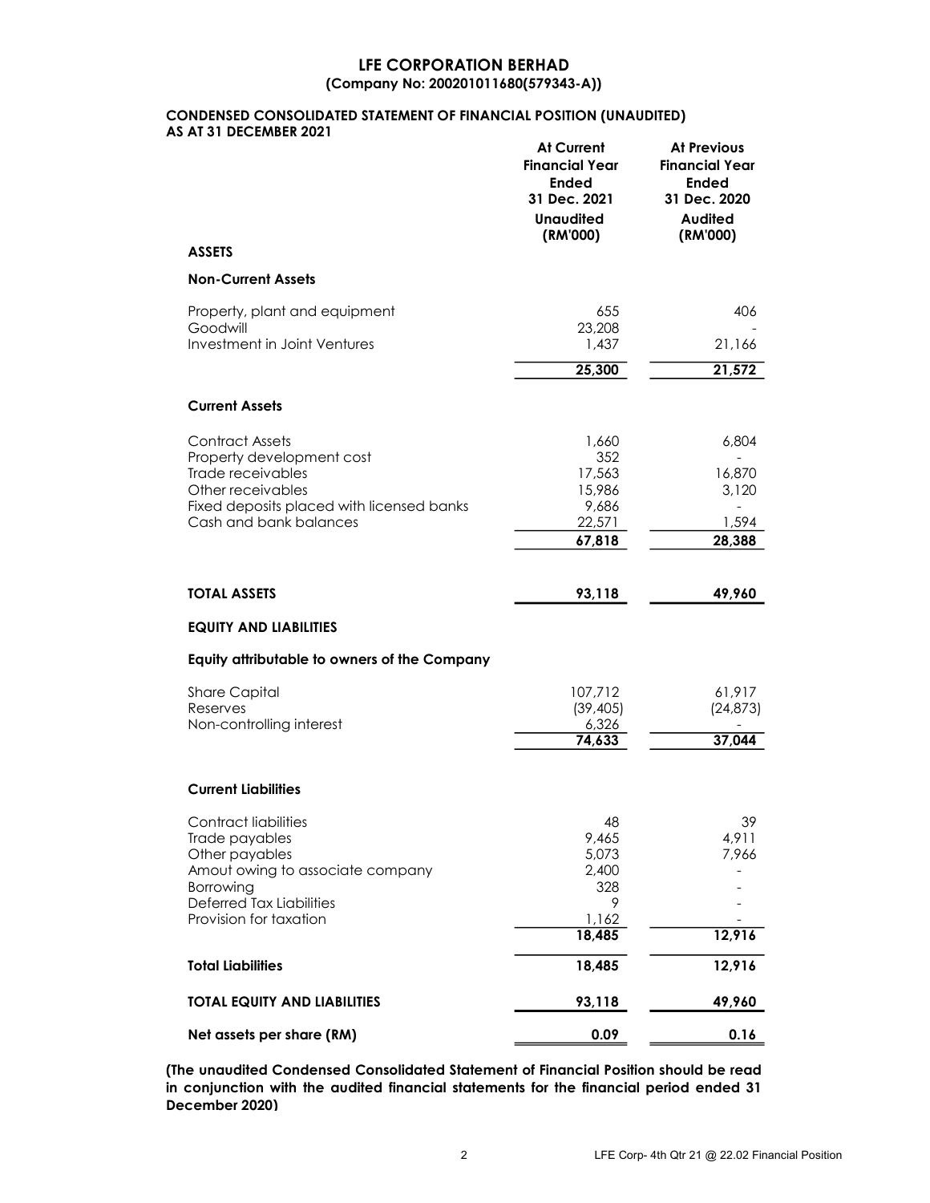# LFE CORPORATION BERHAD
## (Company No: 200201011680(579343-A))

### CONDENSED CONSOLIDATED STATEMENT OF FINANCIAL POSITION (UNAUDITED)
### AS AT 31 DECEMBER 2021

| | At Current Financial Year Ended 31 Dec. 2021 Unaudited (RM'000) | At Previous Financial Year Ended 31 Dec. 2020 Audited (RM'000) |
|---|---|---|
| **ASSETS** | | |
| **Non-Current Assets** | | |
| Property, plant and equipment | 655 | 406 |
| Goodwill | 23,208 | - |
| Investment in Joint Ventures | 1,437 | 21,166 |
| | **25,300** | **21,572** |
| **Current Assets** | | |
| Contract Assets | 1,660 | 6,804 |
| Property development cost | 352 | - |
| Trade receivables | 17,563 | 16,870 |
| Other receivables | 15,986 | 3,120 |
| Fixed deposits placed with licensed banks | 9,686 | - |
| Cash and bank balances | 22,571 | 1,594 |
| | **67,818** | **28,388** |
| **TOTAL ASSETS** | **93,118** | **49,960** |
| **EQUITY AND LIABILITIES** | | |
| **Equity attributable to owners of the Company** | | |
| Share Capital | 107,712 | 61,917 |
| Reserves | (39,405) | (24,873) |
| Non-controlling interest | 6,326 | - |
| | **74,633** | **37,044** |
| **Current Liabilities** | | |
| Contract liabilities | 48 | 39 |
| Trade payables | 9,465 | 4,911 |
| Other payables | 5,073 | 7,966 |
| Amout owing to associate company | 2,400 | - |
| Borrowing | 328 | - |
| Deferred Tax Liabilities | 9 | - |
| Provision for taxation | 1,162 | - |
| | **18,485** | **12,916** |
| **Total Liabilities** | **18,485** | **12,916** |
| **TOTAL EQUITY AND LIABILITIES** | **93,118** | **49,960** |
| **Net assets per share (RM)** | **0.09** | **0.16** |

**(The unaudited Condensed Consolidated Statement of Financial Position should be read in conjunction with the audited financial statements for the financial period ended 31 December 2020)**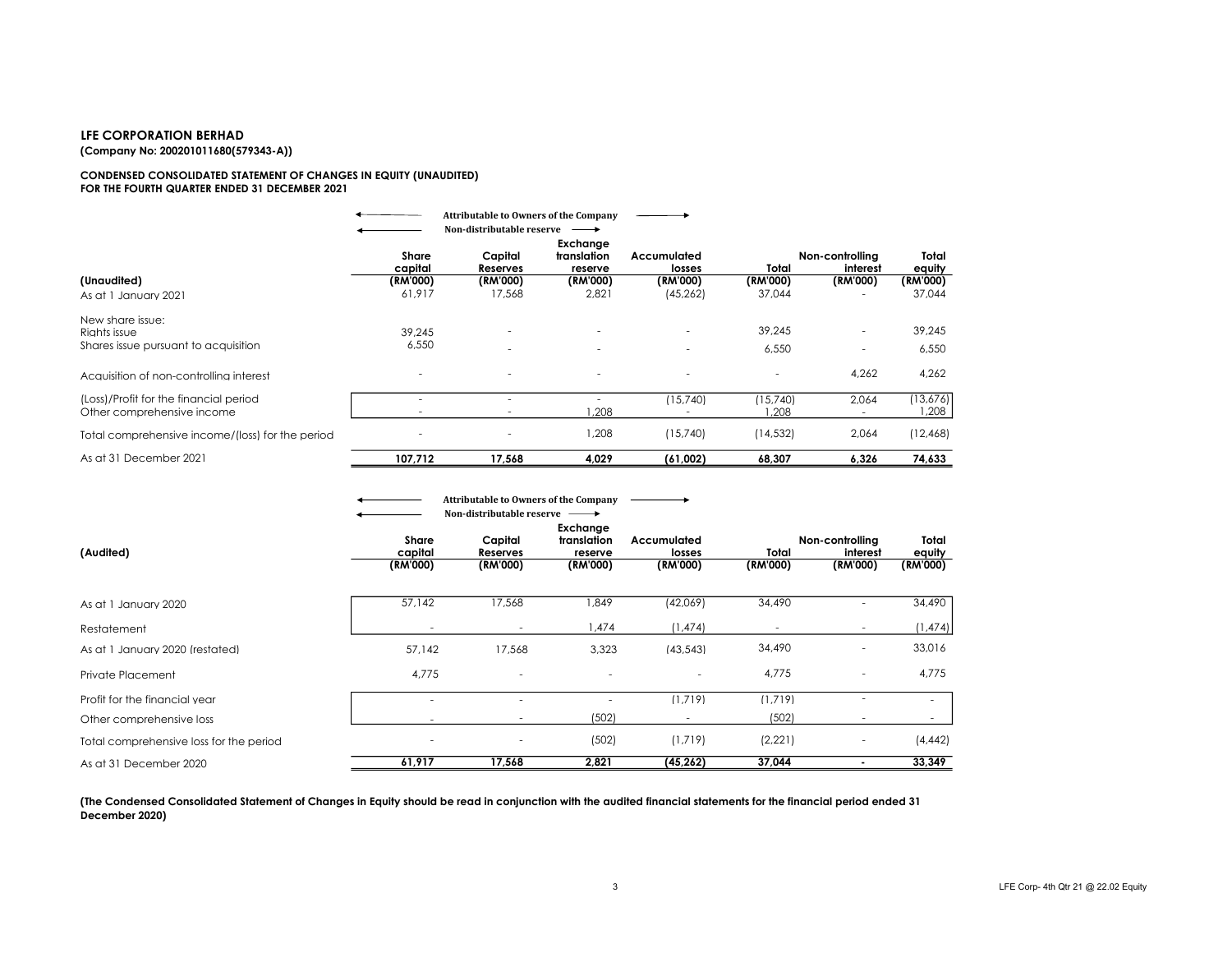**LFE CORPORATION BERHAD**
**(Company No: 200201011680(579343-A))**

**CONDENSED CONSOLIDATED STATEMENT OF CHANGES IN EQUITY (UNAUDITED)**
**FOR THE FOURTH QUARTER ENDED 31 DECEMBER 2021**

| | Attributable to Owners of the Company | | | | | | |
|---|---|---|---|---|---|---|---|
| | | Non-distributable reserve | | | | | |
| **(Unaudited)** | **Share capital (RM'000)** | **Capital Reserves (RM'000)** | **Exchange translation reserve (RM'000)** | **Accumulated losses (RM'000)** | **Total (RM'000)** | **Non-controlling interest (RM'000)** | **Total equity (RM'000)** |
| As at 1 January 2021 | 61,917 | 17,568 | 2,821 | (45,262) | 37,044 | - | 37,044 |
| New share issue: | | | | | | | |
| Rights issue | 39,245 | - | - | - | 39,245 | - | 39,245 |
| Shares issue pursuant to acquisition | 6,550 | - | - | - | 6,550 | - | 6,550 |
| Acquisition of non-controlling interest | - | - | - | - | - | 4,262 | 4,262 |
| (Loss)/Profit for the financial period | - | - | - | (15,740) | (15,740) | 2,064 | (13,676) |
| Other comprehensive income | - | - | 1,208 | - | 1,208 | - | 1,208 |
| Total comprehensive income/(loss) for the period | - | - | 1,208 | (15,740) | (14,532) | 2,064 | (12,468) |
| As at 31 December 2021 | **107,712** | **17,568** | **4,029** | **(61,002)** | **68,307** | **6,326** | **74,633** |

| | Attributable to Owners of the Company | | | | | | |
|---|---|---|---|---|---|---|---|
| | | Non-distributable reserve | | | | | |
| **(Audited)** | **Share capital (RM'000)** | **Capital Reserves (RM'000)** | **Exchange translation reserve (RM'000)** | **Accumulated losses (RM'000)** | **Total (RM'000)** | **Non-controlling interest (RM'000)** | **Total equity (RM'000)** |
| As at 1 January 2020 | 57,142 | 17,568 | 1,849 | (42,069) | 34,490 | - | 34,490 |
| Restatement | - | - | 1,474 | (1,474) | - | - | (1,474) |
| As at 1 January 2020 (restated) | 57,142 | 17,568 | 3,323 | (43,543) | 34,490 | - | 33,016 |
| Private Placement | 4,775 | - | - | - | 4,775 | - | 4,775 |
| Profit for the financial year | - | - | - | (1,719) | (1,719) | - | - |
| Other comprehensive loss | - | - | (502) | - | (502) | - | - |
| Total comprehensive loss for the period | - | - | (502) | (1,719) | (2,221) | - | (4,442) |
| As at 31 December 2020 | **61,917** | **17,568** | **2,821** | **(45,262)** | **37,044** | **-** | **33,349** |

**(The Condensed Consolidated Statement of Changes in Equity should be read in conjunction with the audited financial statements for the financial period ended 31 December 2020)**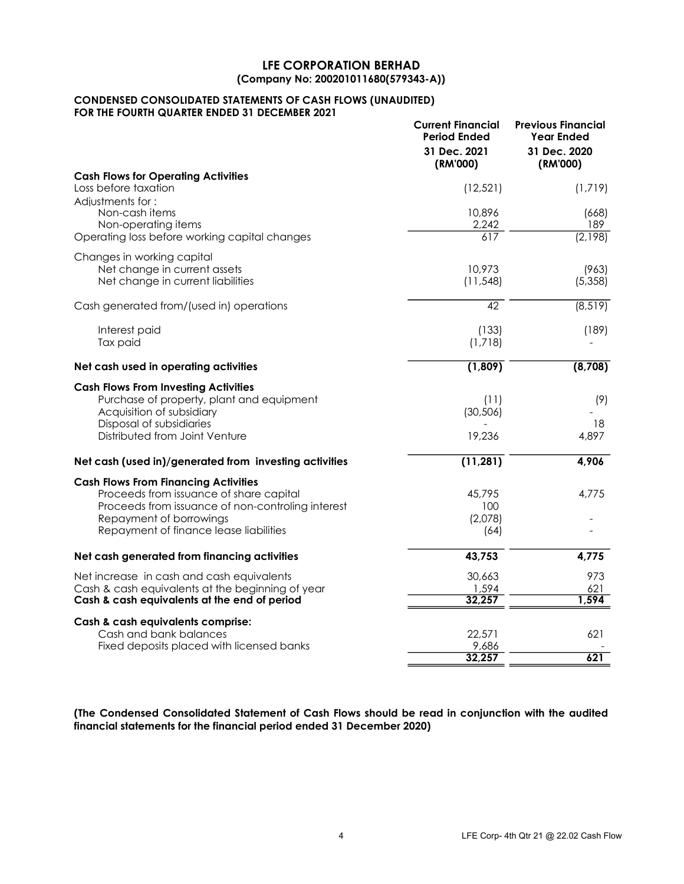# LFE CORPORATION BERHAD
## (Company No: 200201011680(579343-A))

### CONDENSED CONSOLIDATED STATEMENTS OF CASH FLOWS (UNAUDITED)
### FOR THE FOURTH QUARTER ENDED 31 DECEMBER 2021

| | Current Financial Period Ended 31 Dec. 2021 (RM'000) | Previous Financial Year Ended 31 Dec. 2020 (RM'000) |
|---|---|---|
| **Cash Flows for Operating Activities** | | |
| Loss before taxation | (12,521) | (1,719) |
| Adjustments for : | | |
| Non-cash items | 10,896 | (668) |
| Non-operating items | 2,242 | 189 |
| Operating loss before working capital changes | 617 | (2,198) |
| Changes in working capital | | |
| Net change in current assets | 10,973 | (963) |
| Net change in current liabilities | (11,548) | (5,358) |
| Cash generated from/(used in) operations | 42 | (8,519) |
| Interest paid | (133) | (189) |
| Tax paid | (1,718) | - |
| **Net cash used in operating activities** | **(1,809)** | **(8,708)** |
| **Cash Flows From Investing Activities** | | |
| Purchase of property, plant and equipment | (11) | (9) |
| Acquisition of subsidiary | (30,506) | - |
| Disposal of subsidiaries | - | 18 |
| Distributed from Joint Venture | 19,236 | 4,897 |
| **Net cash (used in)/generated from investing activities** | **(11,281)** | **4,906** |
| **Cash Flows From Financing Activities** | | |
| Proceeds from issuance of share capital | 45,795 | 4,775 |
| Proceeds from issuance of non-controling interest | 100 | |
| Repayment of borrowings | (2,078) | - |
| Repayment of finance lease liabilities | (64) | - |
| **Net cash generated from financing activities** | **43,753** | **4,775** |
| Net increase in cash and cash equivalents | 30,663 | 973 |
| Cash & cash equivalents at the beginning of year | 1,594 | 621 |
| **Cash & cash equivalents at the end of period** | **32,257** | **1,594** |
| **Cash & cash equivalents comprise:** | | |
| Cash and bank balances | 22,571 | 621 |
| Fixed deposits placed with licensed banks | 9,686 | - |
| | 32,257 | 621 |

**(The Condensed Consolidated Statement of Cash Flows should be read in conjunction with the audited financial statements for the financial period ended 31 December 2020)**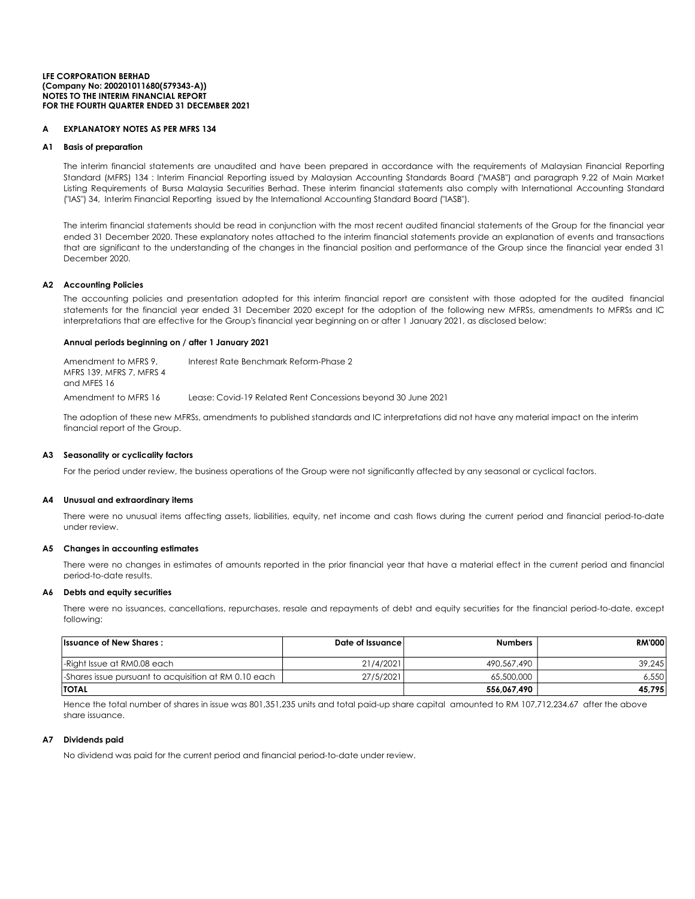**LFE CORPORATION BERHAD**
**(Company No: 200201011680(579343-A))**
**NOTES TO THE INTERIM FINANCIAL REPORT**
**FOR THE FOURTH QUARTER ENDED 31 DECEMBER 2021**

## A EXPLANATORY NOTES AS PER MFRS 134

### A1 Basis of preparation

The interim financial statements are unaudited and have been prepared in accordance with the requirements of Malaysian Financial Reporting Standard (MFRS) 134 : Interim Financial Reporting issued by Malaysian Accounting Standards Board ("MASB") and paragraph 9.22 of Main Market Listing Requirements of Bursa Malaysia Securities Berhad. These interim financial statements also comply with International Accounting Standard ("IAS") 34, Interim Financial Reporting issued by the International Accounting Standard Board ("IASB").

The interim financial statements should be read in conjunction with the most recent audited financial statements of the Group for the financial year ended 31 December 2020. These explanatory notes attached to the interim financial statements provide an explanation of events and transactions that are significant to the understanding of the changes in the financial position and performance of the Group since the financial year ended 31 December 2020.

### A2 Accounting Policies

The accounting policies and presentation adopted for this interim financial report are consistent with those adopted for the audited financial statements for the financial year ended 31 December 2020 except for the adoption of the following new MFRSs, amendments to MFRSs and IC interpretations that are effective for the Group's financial year beginning on or after 1 January 2021, as disclosed below:

**Annual periods beginning on / after 1 January 2021**

| | |
|---|---|
| Amendment to MFRS 9, MFRS 139, MFRS 7, MFRS 4 and MFES 16 | Interest Rate Benchmark Reform-Phase 2 |
| Amendment to MFRS 16 | Lease: Covid-19 Related Rent Concessions beyond 30 June 2021 |

The adoption of these new MFRSs, amendments to published standards and IC interpretations did not have any material impact on the interim financial report of the Group.

### A3 Seasonality or cyclicality factors

For the period under review, the business operations of the Group were not significantly affected by any seasonal or cyclical factors.

### A4 Unusual and extraordinary items

There were no unusual items affecting assets, liabilities, equity, net income and cash flows during the current period and financial period-to-date under review.

### A5 Changes in accounting estimates

There were no changes in estimates of amounts reported in the prior financial year that have a material effect in the current period and financial period-to-date results.

### A6 Debts and equity securities

There were no issuances, cancellations, repurchases, resale and repayments of debt and equity securities for the financial period-to-date, except following:

| Issuance of New Shares : | Date of Issuance | Numbers | RM'000 |
|---|---|---|---|
| -Right Issue at RM0.08 each | 21/4/2021 | 490,567,490 | 39,245 |
| -Shares issue pursuant to acquisition at RM 0.10 each | 27/5/2021 | 65,500,000 | 6,550 |
| **TOTAL** | | **556,067,490** | **45,795** |

Hence the total number of shares in issue was 801,351,235 units and total paid-up share capital amounted to RM 107,712,234.67 after the above share issuance.

### A7 Dividends paid

No dividend was paid for the current period and financial period-to-date under review.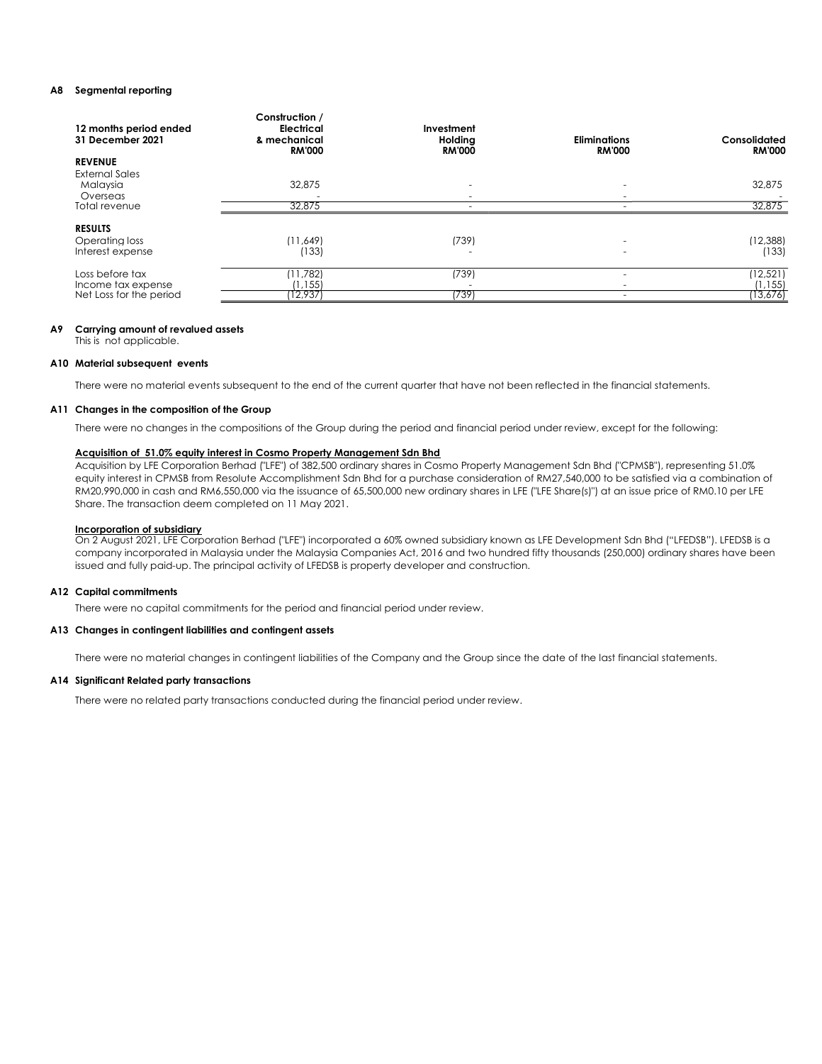### A8 Segmental reporting

| 12 months period ended 31 December 2021 | Construction / Electrical & mechanical RM'000 | Investment Holding RM'000 | Eliminations RM'000 | Consolidated RM'000 |
|---|---|---|---|---|
| **REVENUE** | | | | |
| External Sales | | | | |
| Malaysia | 32,875 | - | - | 32,875 |
| Overseas | - | - | - | - |
| Total revenue | 32,875 | - | - | 32,875 |
| **RESULTS** | | | | |
| Operating loss | (11,649) | (739) | - | (12,388) |
| Interest expense | (133) | - | - | (133) |
| Loss before tax | (11,782) | (739) | - | (12,521) |
| Income tax expense | (1,155) | - | - | (1,155) |
| Net Loss for the period | (12,937) | (739) | - | (13,676) |

### A9 Carrying amount of revalued assets

This is not applicable.

### A10 Material subsequent events

There were no material events subsequent to the end of the current quarter that have not been reflected in the financial statements.

### A11 Changes in the composition of the Group

There were no changes in the compositions of the Group during the period and financial period under review, except for the following:

**Acquisition of 51.0% equity interest in Cosmo Property Management Sdn Bhd**

Acquisition by LFE Corporation Berhad ("LFE") of 382,500 ordinary shares in Cosmo Property Management Sdn Bhd ("CPMSB"), representing 51.0% equity interest in CPMSB from Resolute Accomplishment Sdn Bhd for a purchase consideration of RM27,540,000 to be satisfied via a combination of RM20,990,000 in cash and RM6,550,000 via the issuance of 65,500,000 new ordinary shares in LFE ("LFE Share(s)") at an issue price of RM0.10 per LFE Share. The transaction deem completed on 11 May 2021.

**Incorporation of subsidiary**

On 2 August 2021, LFE Corporation Berhad ("LFE") incorporated a 60% owned subsidiary known as LFE Development Sdn Bhd ("LFEDSB"). LFEDSB is a company incorporated in Malaysia under the Malaysia Companies Act, 2016 and two hundred fifty thousands (250,000) ordinary shares have been issued and fully paid-up. The principal activity of LFEDSB is property developer and construction.

### A12 Capital commitments

There were no capital commitments for the period and financial period under review.

### A13 Changes in contingent liabilities and contingent assets

There were no material changes in contingent liabilities of the Company and the Group since the date of the last financial statements.

### A14 Significant Related party transactions

There were no related party transactions conducted during the financial period under review.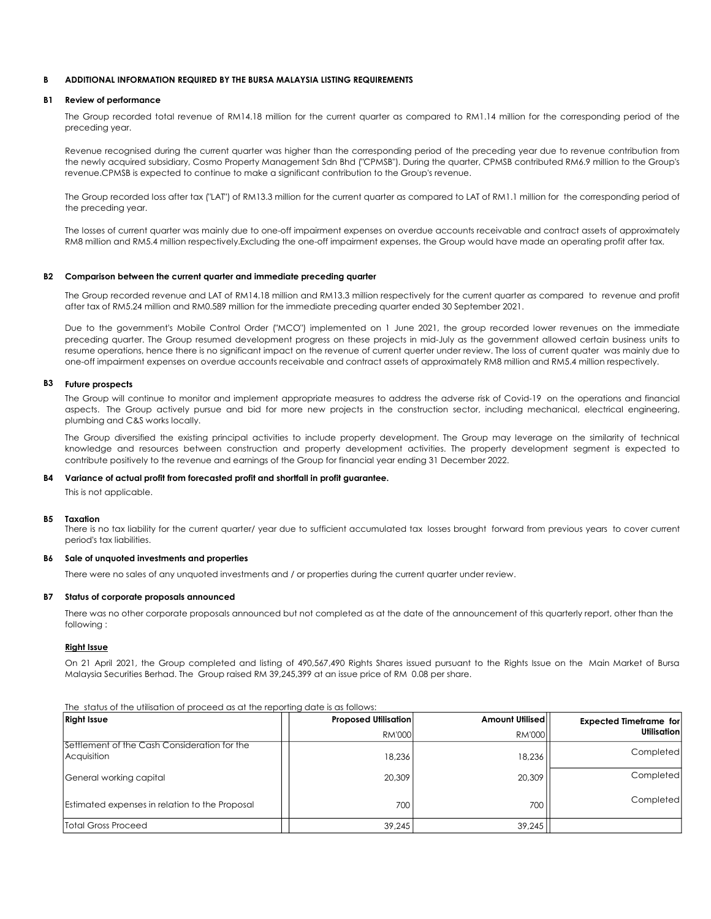## B ADDITIONAL INFORMATION REQUIRED BY THE BURSA MALAYSIA LISTING REQUIREMENTS

### B1 Review of performance

The Group recorded total revenue of RM14.18 million for the current quarter as compared to RM1.14 million for the corresponding period of the preceding year.

Revenue recognised during the current quarter was higher than the corresponding period of the preceding year due to revenue contribution from the newly acquired subsidiary, Cosmo Property Management Sdn Bhd ("CPMSB"). During the quarter, CPMSB contributed RM6.9 million to the Group's revenue.CPMSB is expected to continue to make a significant contribution to the Group's revenue.

The Group recorded loss after tax ("LAT") of RM13.3 million for the current quarter as compared to LAT of RM1.1 million for the corresponding period of the preceding year.

The losses of current quarter was mainly due to one-off impairment expenses on overdue accounts receivable and contract assets of approximately RM8 million and RM5.4 million respectively.Excluding the one-off impairment expenses, the Group would have made an operating profit after tax.

### B2 Comparison between the current quarter and immediate preceding quarter

The Group recorded revenue and LAT of RM14.18 million and RM13.3 million respectively for the current quarter as compared to revenue and profit after tax of RM5.24 million and RM0.589 million for the immediate preceding quarter ended 30 September 2021.

Due to the government's Mobile Control Order ("MCO") implemented on 1 June 2021, the group recorded lower revenues on the immediate preceding quarter. The Group resumed development progress on these projects in mid-July as the government allowed certain business units to resume operations, hence there is no significant impact on the revenue of current querter under review. The loss of current quater was mainly due to one-off impairment expenses on overdue accounts receivable and contract assets of approximately RM8 million and RM5.4 million respectively.

### B3 Future prospects

The Group will continue to monitor and implement appropriate measures to address the adverse risk of Covid-19 on the operations and financial aspects. The Group actively pursue and bid for more new projects in the construction sector, including mechanical, electrical engineering, plumbing and C&S works locally.

The Group diversified the existing principal activities to include property development. The Group may leverage on the similarity of technical knowledge and resources between construction and property development activities. The property development segment is expected to contribute positively to the revenue and earnings of the Group for financial year ending 31 December 2022.

### B4 Variance of actual profit from forecasted profit and shortfall in profit guarantee.

This is not applicable.

### B5 Taxation

There is no tax liability for the current quarter/ year due to sufficient accumulated tax losses brought forward from previous years to cover current period's tax liabilities.

### B6 Sale of unquoted investments and properties

There were no sales of any unquoted investments and / or properties during the current quarter under review.

### B7 Status of corporate proposals announced

There was no other corporate proposals announced but not completed as at the date of the announcement of this quarterly report, other than the following :

**Right Issue**

On 21 April 2021, the Group completed and listing of 490,567,490 Rights Shares issued pursuant to the Rights Issue on the Main Market of Bursa Malaysia Securities Berhad. The Group raised RM 39,245,399 at an issue price of RM 0.08 per share.

The status of the utilisation of proceed as at the reporting date is as follows:

| Right Issue | Proposed Utilisation | Amount Utilised | Expected Timeframe for Utilisation |
|---|---|---|---|
| | RM'000 | RM'000 | |
| Settlement of the Cash Consideration for the Acquisition | 18,236 | 18,236 | Completed |
| General working capital | 20,309 | 20,309 | Completed |
| Estimated expenses in relation to the Proposal | 700 | 700 | Completed |
| Total Gross Proceed | 39,245 | 39,245 | |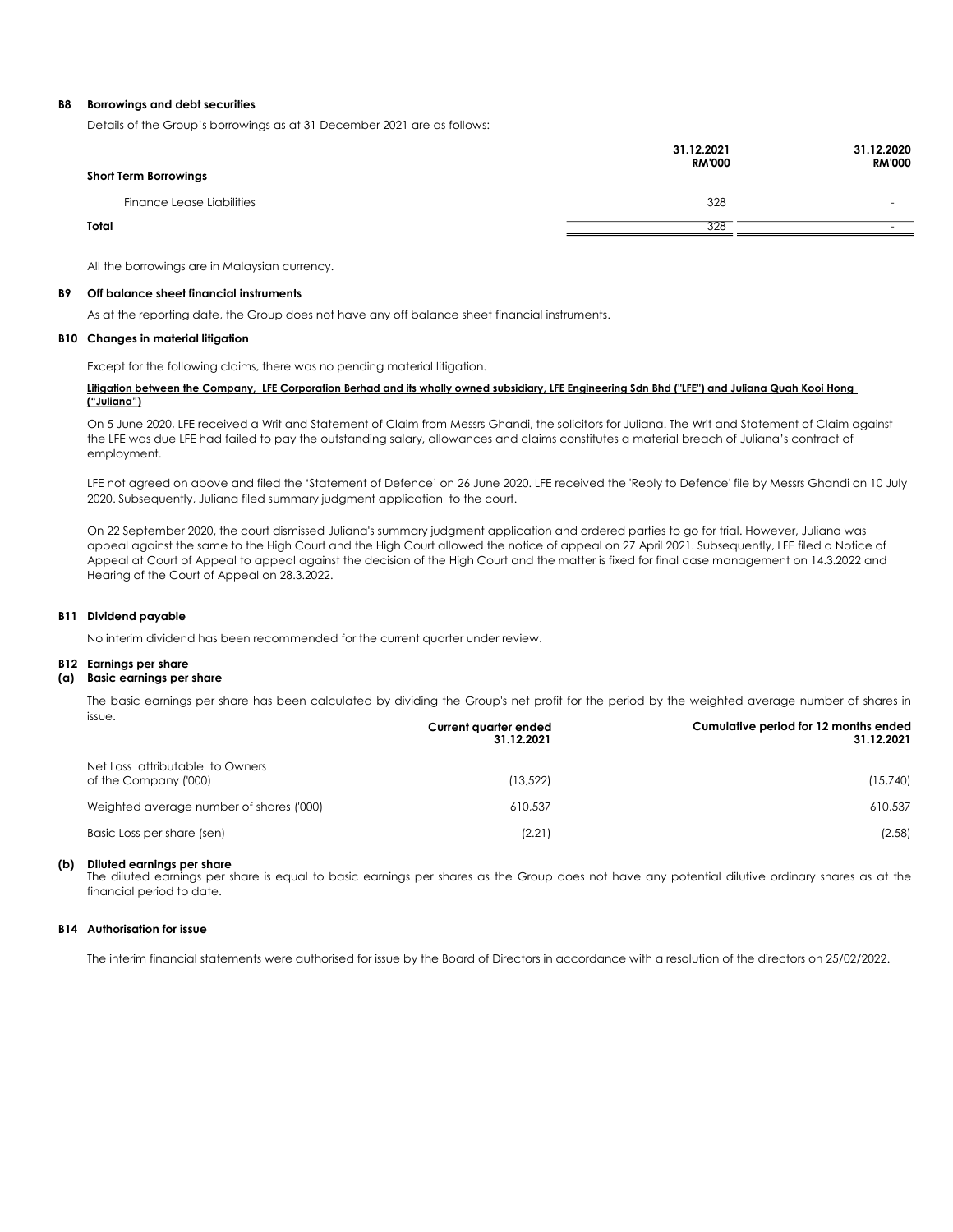**B8 Borrowings and debt securities**

Details of the Group's borrowings as at 31 December 2021 are as follows:

| | 31.12.2021 RM'000 | 31.12.2020 RM'000 |
|---|---|---|
| **Short Term Borrowings** | | |
| Finance Lease Liabilities | 328 | - |
| **Total** | 328 | - |

All the borrowings are in Malaysian currency.

**B9 Off balance sheet financial instruments**

As at the reporting date, the Group does not have any off balance sheet financial instruments.

**B10 Changes in material litigation**

Except for the following claims, there was no pending material litigation.

**Litigation between the Company, LFE Corporation Berhad and its wholly owned subsidiary, LFE Engineering Sdn Bhd ("LFE") and Juliana Quah Kooi Hong ("Juliana")**

On 5 June 2020, LFE received a Writ and Statement of Claim from Messrs Ghandi, the solicitors for Juliana. The Writ and Statement of Claim against the LFE was due LFE had failed to pay the outstanding salary, allowances and claims constitutes a material breach of Juliana's contract of employment.

LFE not agreed on above and filed the 'Statement of Defence' on 26 June 2020. LFE received the 'Reply to Defence' file by Messrs Ghandi on 10 July 2020. Subsequently, Juliana filed summary judgment application to the court.

On 22 September 2020, the court dismissed Juliana's summary judgment application and ordered parties to go for trial. However, Juliana was appeal against the same to the High Court and the High Court allowed the notice of appeal on 27 April 2021. Subsequently, LFE filed a Notice of Appeal at Court of Appeal to appeal against the decision of the High Court and the matter is fixed for final case management on 14.3.2022 and Hearing of the Court of Appeal on 28.3.2022.

**B11 Dividend payable**

No interim dividend has been recommended for the current quarter under review.

**B12 Earnings per share**

**(a) Basic earnings per share**

The basic earnings per share has been calculated by dividing the Group's net profit for the period by the weighted average number of shares in issue.

| | Current quarter ended 31.12.2021 | Cumulative period for 12 months ended 31.12.2021 |
|---|---|---|
| Net Loss attributable to Owners of the Company ('000) | (13,522) | (15,740) |
| Weighted average number of shares ('000) | 610,537 | 610,537 |
| Basic Loss per share (sen) | (2.21) | (2.58) |

**(b) Diluted earnings per share**

The diluted earnings per share is equal to basic earnings per shares as the Group does not have any potential dilutive ordinary shares as at the financial period to date.

**B14 Authorisation for issue**

The interim financial statements were authorised for issue by the Board of Directors in accordance with a resolution of the directors on 25/02/2022.